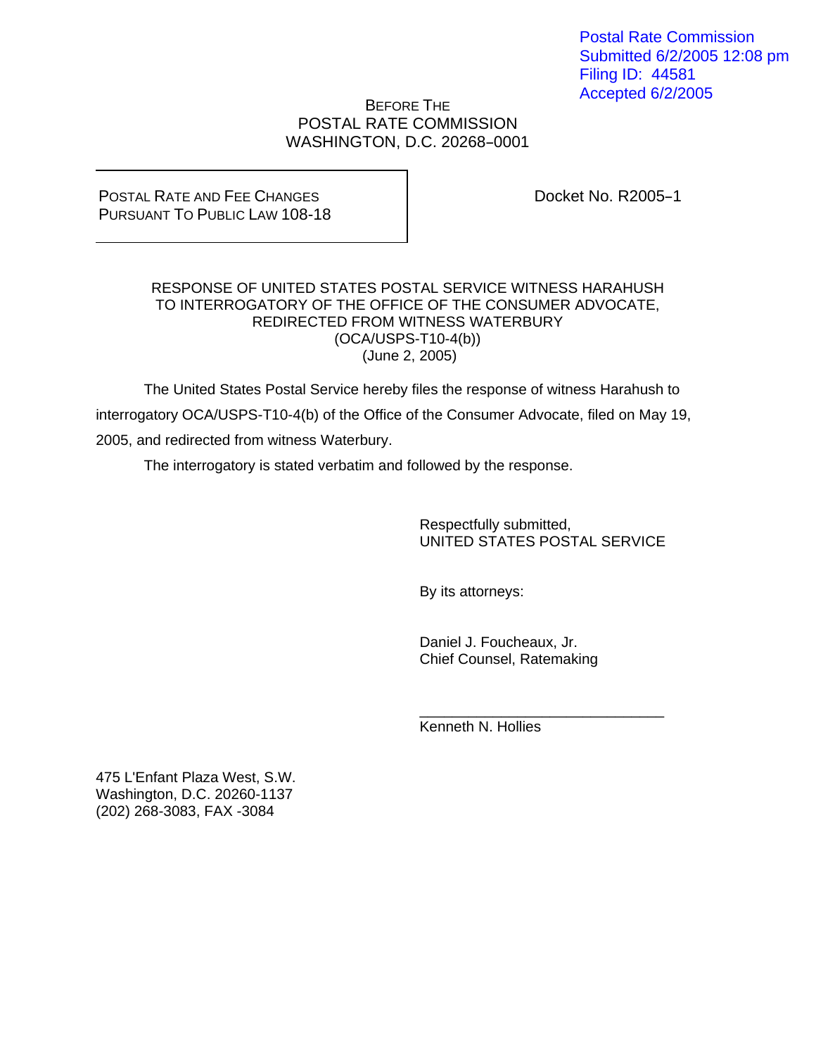Postal Rate Commission
Submitted 6/2/2005 12:08 pm
Filing ID: 44581
Accepted 6/2/2005

BEFORE THE
POSTAL RATE COMMISSION
WASHINGTON, D.C. 20268–0001

| POSTAL RATE AND FEE CHANGES PURSUANT TO PUBLIC LAW 108-18 | Docket No. R2005–1 |
|---|---|

RESPONSE OF UNITED STATES POSTAL SERVICE WITNESS HARAHUSH
TO INTERROGATORY OF THE OFFICE OF THE CONSUMER ADVOCATE,
REDIRECTED FROM WITNESS WATERBURY
(OCA/USPS-T10-4(b))
(June 2, 2005)

The United States Postal Service hereby files the response of witness Harahush to interrogatory OCA/USPS-T10-4(b) of the Office of the Consumer Advocate, filed on May 19, 2005, and redirected from witness Waterbury.

The interrogatory is stated verbatim and followed by the response.

Respectfully submitted,
UNITED STATES POSTAL SERVICE

By its attorneys:

Daniel J. Foucheaux, Jr.
Chief Counsel, Ratemaking

______________________________
Kenneth N. Hollies

475 L'Enfant Plaza West, S.W.
Washington, D.C. 20260-1137
(202) 268-3083, FAX -3084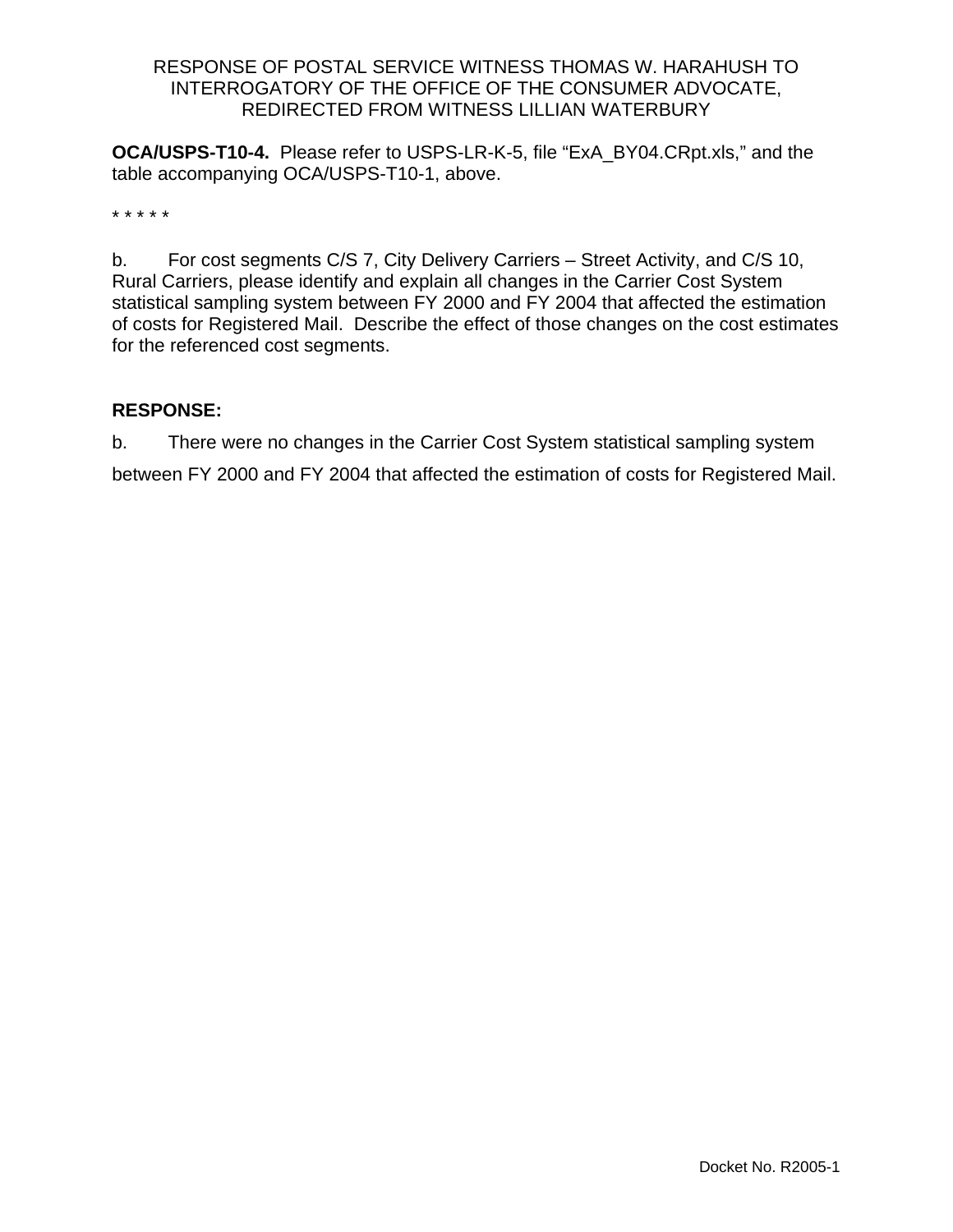RESPONSE OF POSTAL SERVICE WITNESS THOMAS W. HARAHUSH TO INTERROGATORY OF THE OFFICE OF THE CONSUMER ADVOCATE, REDIRECTED FROM WITNESS LILLIAN WATERBURY

**OCA/USPS-T10-4.** Please refer to USPS-LR-K-5, file "ExA_BY04.CRpt.xls," and the table accompanying OCA/USPS-T10-1, above.

* * * * *

b. For cost segments C/S 7, City Delivery Carriers – Street Activity, and C/S 10, Rural Carriers, please identify and explain all changes in the Carrier Cost System statistical sampling system between FY 2000 and FY 2004 that affected the estimation of costs for Registered Mail. Describe the effect of those changes on the cost estimates for the referenced cost segments.

**RESPONSE:**

b. There were no changes in the Carrier Cost System statistical sampling system between FY 2000 and FY 2004 that affected the estimation of costs for Registered Mail.